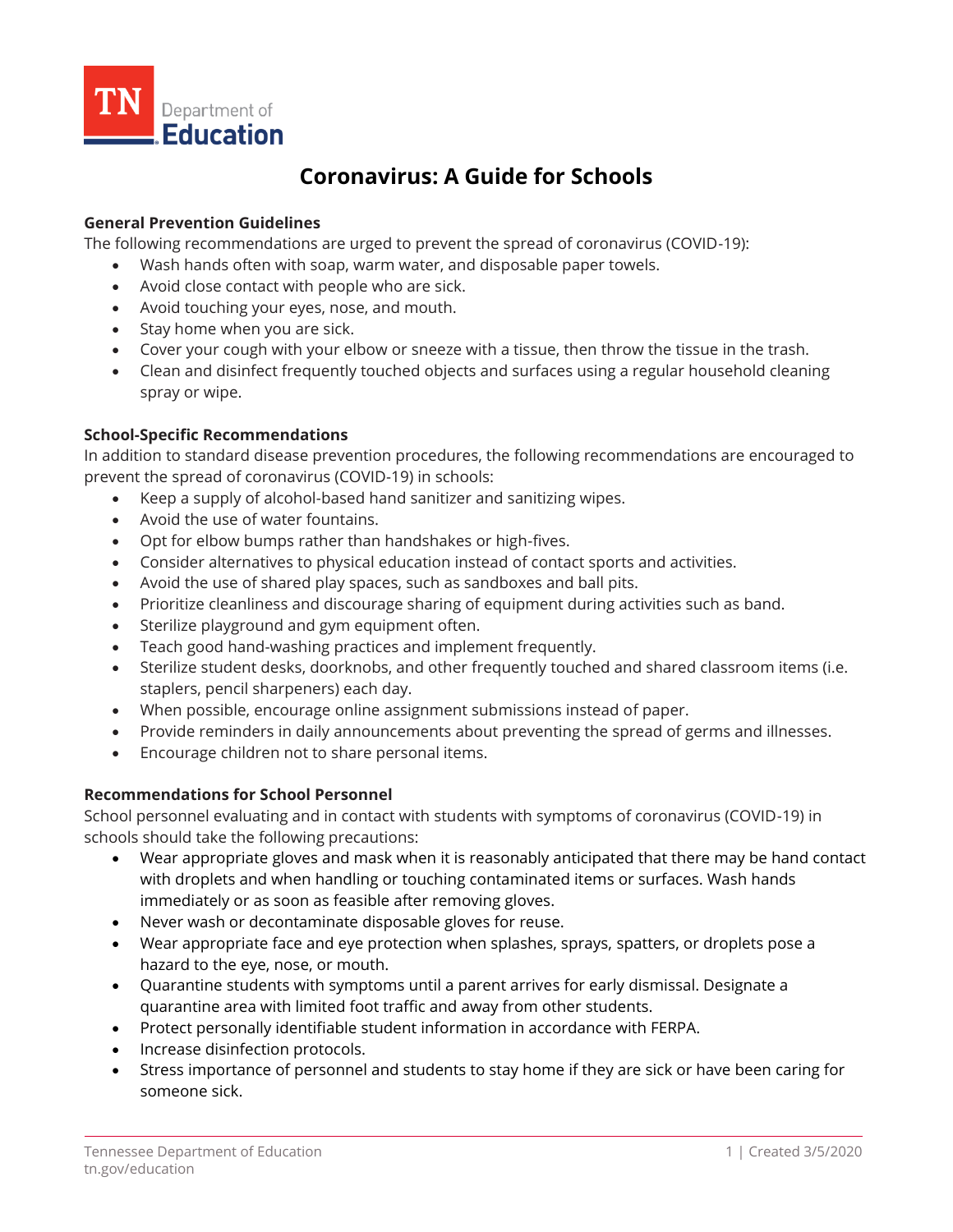TN Department of Education

# Coronavirus: A Guide for Schools

**General Prevention Guidelines**

The following recommendations are urged to prevent the spread of coronavirus (COVID-19):

- Wash hands often with soap, warm water, and disposable paper towels.
- Avoid close contact with people who are sick.
- Avoid touching your eyes, nose, and mouth.
- Stay home when you are sick.
- Cover your cough with your elbow or sneeze with a tissue, then throw the tissue in the trash.
- Clean and disinfect frequently touched objects and surfaces using a regular household cleaning spray or wipe.

**School-Specific Recommendations**

In addition to standard disease prevention procedures, the following recommendations are encouraged to prevent the spread of coronavirus (COVID-19) in schools:

- Keep a supply of alcohol-based hand sanitizer and sanitizing wipes.
- Avoid the use of water fountains.
- Opt for elbow bumps rather than handshakes or high-fives.
- Consider alternatives to physical education instead of contact sports and activities.
- Avoid the use of shared play spaces, such as sandboxes and ball pits.
- Prioritize cleanliness and discourage sharing of equipment during activities such as band.
- Sterilize playground and gym equipment often.
- Teach good hand-washing practices and implement frequently.
- Sterilize student desks, doorknobs, and other frequently touched and shared classroom items (i.e. staplers, pencil sharpeners) each day.
- When possible, encourage online assignment submissions instead of paper.
- Provide reminders in daily announcements about preventing the spread of germs and illnesses.
- Encourage children not to share personal items.

**Recommendations for School Personnel**

School personnel evaluating and in contact with students with symptoms of coronavirus (COVID-19) in schools should take the following precautions:

- Wear appropriate gloves and mask when it is reasonably anticipated that there may be hand contact with droplets and when handling or touching contaminated items or surfaces. Wash hands immediately or as soon as feasible after removing gloves.
- Never wash or decontaminate disposable gloves for reuse.
- Wear appropriate face and eye protection when splashes, sprays, spatters, or droplets pose a hazard to the eye, nose, or mouth.
- Quarantine students with symptoms until a parent arrives for early dismissal. Designate a quarantine area with limited foot traffic and away from other students.
- Protect personally identifiable student information in accordance with FERPA.
- Increase disinfection protocols.
- Stress importance of personnel and students to stay home if they are sick or have been caring for someone sick.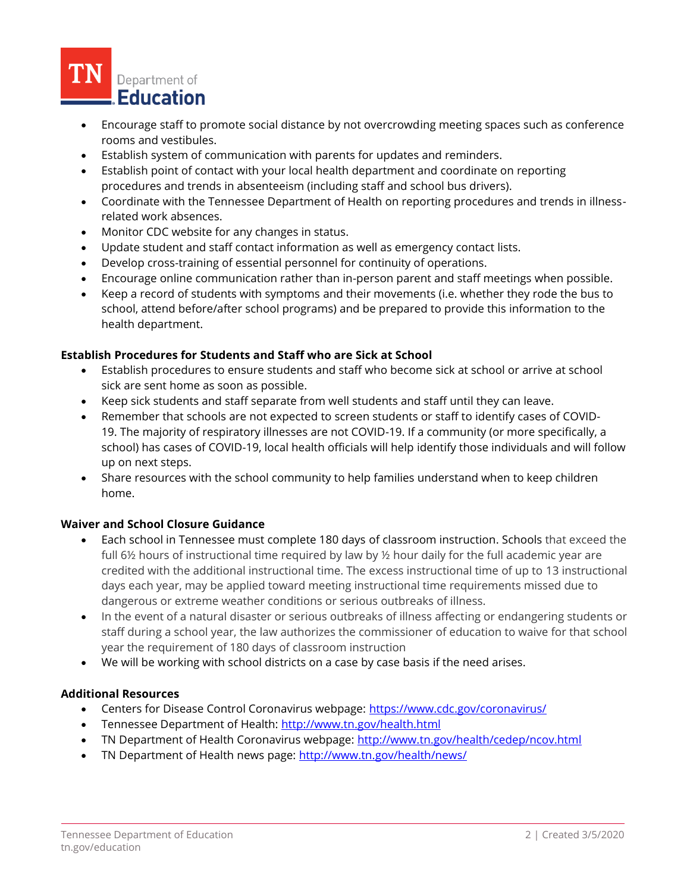- Encourage staff to promote social distance by not overcrowding meeting spaces such as conference rooms and vestibules.
- Establish system of communication with parents for updates and reminders.
- Establish point of contact with your local health department and coordinate on reporting procedures and trends in absenteeism (including staff and school bus drivers).
- Coordinate with the Tennessee Department of Health on reporting procedures and trends in illness-related work absences.
- Monitor CDC website for any changes in status.
- Update student and staff contact information as well as emergency contact lists.
- Develop cross-training of essential personnel for continuity of operations.
- Encourage online communication rather than in-person parent and staff meetings when possible.
- Keep a record of students with symptoms and their movements (i.e. whether they rode the bus to school, attend before/after school programs) and be prepared to provide this information to the health department.

**Establish Procedures for Students and Staff who are Sick at School**

- Establish procedures to ensure students and staff who become sick at school or arrive at school sick are sent home as soon as possible.
- Keep sick students and staff separate from well students and staff until they can leave.
- Remember that schools are not expected to screen students or staff to identify cases of COVID-19. The majority of respiratory illnesses are not COVID-19. If a community (or more specifically, a school) has cases of COVID-19, local health officials will help identify those individuals and will follow up on next steps.
- Share resources with the school community to help families understand when to keep children home.

**Waiver and School Closure Guidance**

- Each school in Tennessee must complete 180 days of classroom instruction. Schools that exceed the full 6½ hours of instructional time required by law by ½ hour daily for the full academic year are credited with the additional instructional time. The excess instructional time of up to 13 instructional days each year, may be applied toward meeting instructional time requirements missed due to dangerous or extreme weather conditions or serious outbreaks of illness.
- In the event of a natural disaster or serious outbreaks of illness affecting or endangering students or staff during a school year, the law authorizes the commissioner of education to waive for that school year the requirement of 180 days of classroom instruction
- We will be working with school districts on a case by case basis if the need arises.

**Additional Resources**

- Centers for Disease Control Coronavirus webpage: https://www.cdc.gov/coronavirus/
- Tennessee Department of Health: http://www.tn.gov/health.html
- TN Department of Health Coronavirus webpage: http://www.tn.gov/health/cedep/ncov.html
- TN Department of Health news page: http://www.tn.gov/health/news/